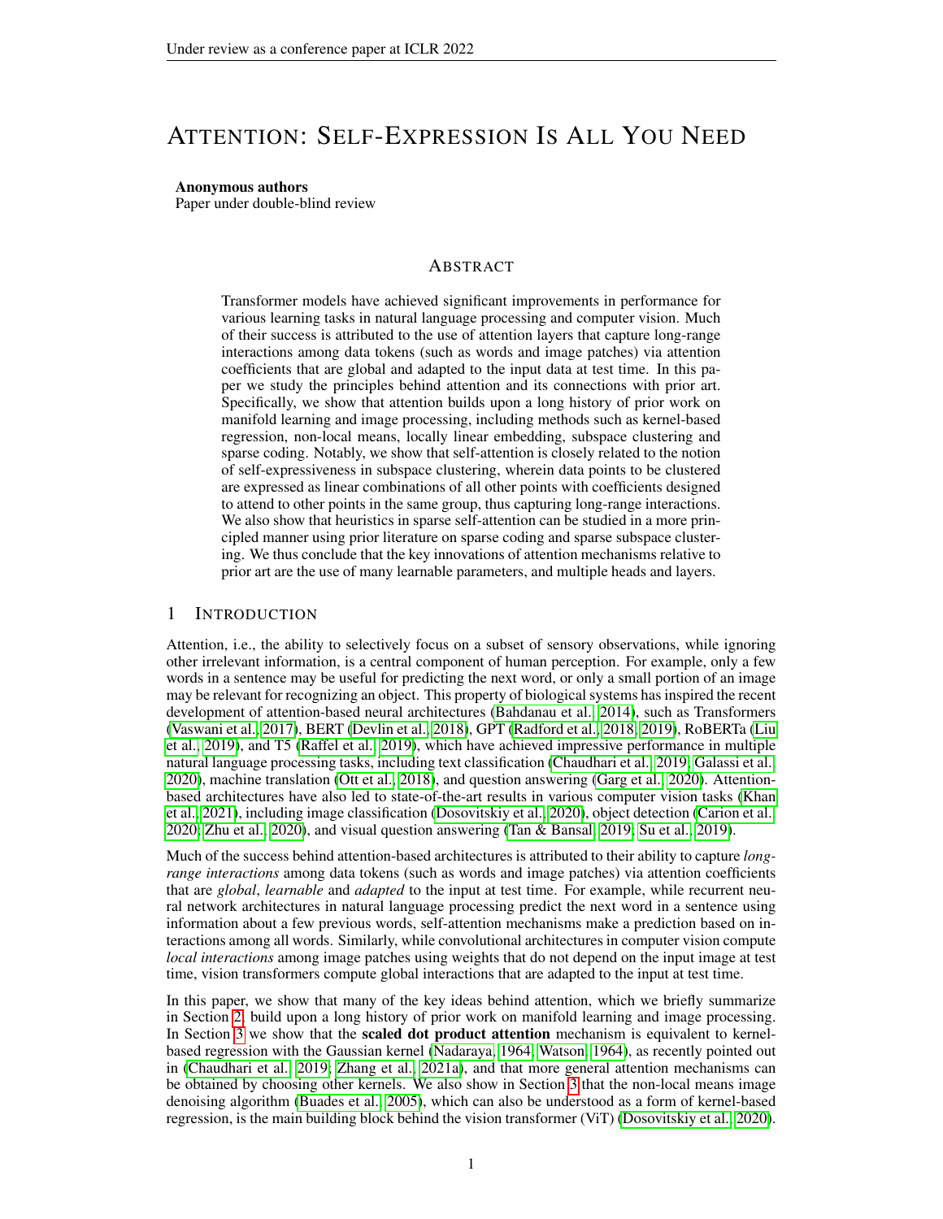# ATTENTION: SELF-EXPRESSION IS ALL YOU NEED

**Anonymous authors**
Paper under double-blind review

## ABSTRACT

Transformer models have achieved significant improvements in performance for various learning tasks in natural language processing and computer vision. Much of their success is attributed to the use of attention layers that capture long-range interactions among data tokens (such as words and image patches) via attention coefficients that are global and adapted to the input data at test time. In this paper we study the principles behind attention and its connections with prior art. Specifically, we show that attention builds upon a long history of prior work on manifold learning and image processing, including methods such as kernel-based regression, non-local means, locally linear embedding, subspace clustering and sparse coding. Notably, we show that self-attention is closely related to the notion of self-expressiveness in subspace clustering, wherein data points to be clustered are expressed as linear combinations of all other points with coefficients designed to attend to other points in the same group, thus capturing long-range interactions. We also show that heuristics in sparse self-attention can be studied in a more principled manner using prior literature on sparse coding and sparse subspace clustering. We thus conclude that the key innovations of attention mechanisms relative to prior art are the use of many learnable parameters, and multiple heads and layers.

## 1 INTRODUCTION

Attention, i.e., the ability to selectively focus on a subset of sensory observations, while ignoring other irrelevant information, is a central component of human perception. For example, only a few words in a sentence may be useful for predicting the next word, or only a small portion of an image may be relevant for recognizing an object. This property of biological systems has inspired the recent development of attention-based neural architectures (Bahdanau et al., 2014), such as Transformers (Vaswani et al., 2017), BERT (Devlin et al., 2018), GPT (Radford et al., 2018; 2019), RoBERTa (Liu et al., 2019), and T5 (Raffel et al., 2019), which have achieved impressive performance in multiple natural language processing tasks, including text classification (Chaudhari et al., 2019; Galassi et al., 2020), machine translation (Ott et al., 2018), and question answering (Garg et al., 2020). Attention-based architectures have also led to state-of-the-art results in various computer vision tasks (Khan et al., 2021), including image classification (Dosovitskiy et al., 2020), object detection (Carion et al., 2020; Zhu et al., 2020), and visual question answering (Tan & Bansal, 2019; Su et al., 2019).

Much of the success behind attention-based architectures is attributed to their ability to capture *long-range interactions* among data tokens (such as words and image patches) via attention coefficients that are *global*, *learnable* and *adapted* to the input at test time. For example, while recurrent neural network architectures in natural language processing predict the next word in a sentence using information about a few previous words, self-attention mechanisms make a prediction based on interactions among all words. Similarly, while convolutional architectures in computer vision compute *local interactions* among image patches using weights that do not depend on the input image at test time, vision transformers compute global interactions that are adapted to the input at test time.

In this paper, we show that many of the key ideas behind attention, which we briefly summarize in Section 2, build upon a long history of prior work on manifold learning and image processing. In Section 3 we show that the **scaled dot product attention** mechanism is equivalent to kernel-based regression with the Gaussian kernel (Nadaraya, 1964; Watson, 1964), as recently pointed out in (Chaudhari et al., 2019; Zhang et al., 2021a), and that more general attention mechanisms can be obtained by choosing other kernels. We also show in Section 3 that the non-local means image denoising algorithm (Buades et al., 2005), which can also be understood as a form of kernel-based regression, is the main building block behind the vision transformer (ViT) (Dosovitskiy et al., 2020).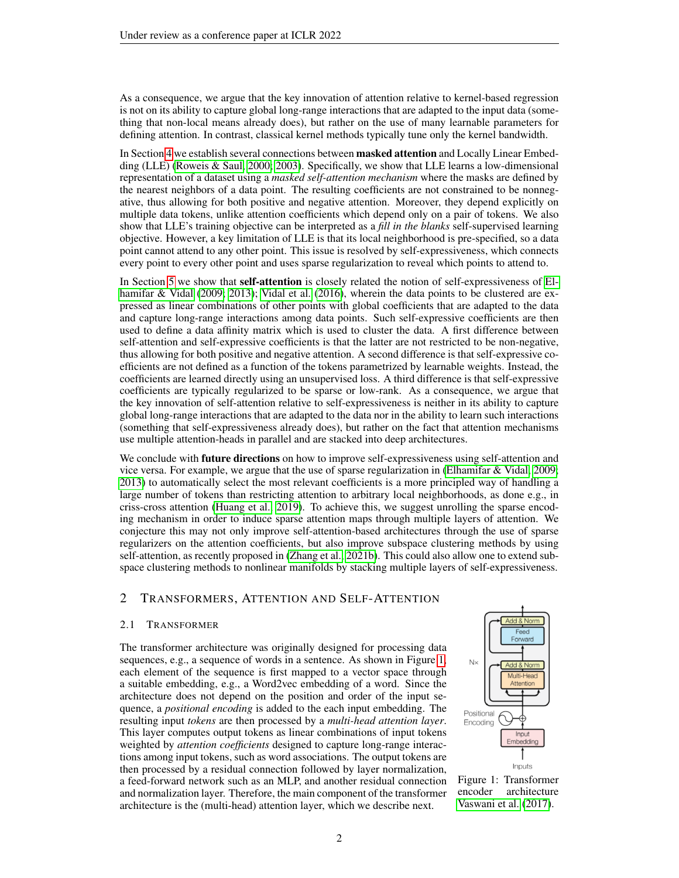As a consequence, we argue that the key innovation of attention relative to kernel-based regression is not on its ability to capture global long-range interactions that are adapted to the input data (something that non-local means already does), but rather on the use of many learnable parameters for defining attention. In contrast, classical kernel methods typically tune only the kernel bandwidth.

In Section 4 we establish several connections between **masked attention** and Locally Linear Embedding (LLE) (Roweis & Saul, 2000; 2003). Specifically, we show that LLE learns a low-dimensional representation of a dataset using a *masked self-attention mechanism* where the masks are defined by the nearest neighbors of a data point. The resulting coefficients are not constrained to be nonnegative, thus allowing for both positive and negative attention. Moreover, they depend explicitly on multiple data tokens, unlike attention coefficients which depend only on a pair of tokens. We also show that LLE's training objective can be interpreted as a *fill in the blanks* self-supervised learning objective. However, a key limitation of LLE is that its local neighborhood is pre-specified, so a data point cannot attend to any other point. This issue is resolved by self-expressiveness, which connects every point to every other point and uses sparse regularization to reveal which points to attend to.

In Section 5 we show that **self-attention** is closely related the notion of self-expressiveness of Elhamifar & Vidal (2009; 2013); Vidal et al. (2016), wherein the data points to be clustered are expressed as linear combinations of other points with global coefficients that are adapted to the data and capture long-range interactions among data points. Such self-expressive coefficients are then used to define a data affinity matrix which is used to cluster the data. A first difference between self-attention and self-expressive coefficients is that the latter are not restricted to be non-negative, thus allowing for both positive and negative attention. A second difference is that self-expressive coefficients are not defined as a function of the tokens parametrized by learnable weights. Instead, the coefficients are learned directly using an unsupervised loss. A third difference is that self-expressive coefficients are typically regularized to be sparse or low-rank. As a consequence, we argue that the key innovation of self-attention relative to self-expressiveness is neither in its ability to capture global long-range interactions that are adapted to the data nor in the ability to learn such interactions (something that self-expressiveness already does), but rather on the fact that attention mechanisms use multiple attention-heads in parallel and are stacked into deep architectures.

We conclude with **future directions** on how to improve self-expressiveness using self-attention and vice versa. For example, we argue that the use of sparse regularization in (Elhamifar & Vidal, 2009; 2013) to automatically select the most relevant coefficients is a more principled way of handling a large number of tokens than restricting attention to arbitrary local neighborhoods, as done e.g., in criss-cross attention (Huang et al., 2019). To achieve this, we suggest unrolling the sparse encoding mechanism in order to induce sparse attention maps through multiple layers of attention. We conjecture this may not only improve self-attention-based architectures through the use of sparse regularizers on the attention coefficients, but also improve subspace clustering methods by using self-attention, as recently proposed in (Zhang et al., 2021b). This could also allow one to extend subspace clustering methods to nonlinear manifolds by stacking multiple layers of self-expressiveness.

## 2 Transformers, Attention and Self-Attention

### 2.1 Transformer

The transformer architecture was originally designed for processing data sequences, e.g., a sequence of words in a sentence. As shown in Figure 1, each element of the sequence is first mapped to a vector space through a suitable embedding, e.g., a Word2vec embedding of a word. Since the architecture does not depend on the position and order of the input sequence, a *positional encoding* is added to the each input embedding. The resulting input *tokens* are then processed by a *multi-head attention layer*. This layer computes output tokens as linear combinations of input tokens weighted by *attention coefficients* designed to capture long-range interactions among input tokens, such as word associations. The output tokens are then processed by a residual connection followed by layer normalization, a feed-forward network such as an MLP, and another residual connection and normalization layer. Therefore, the main component of the transformer architecture is the (multi-head) attention layer, which we describe next.

Figure 1: Transformer encoder architecture Vaswani et al. (2017).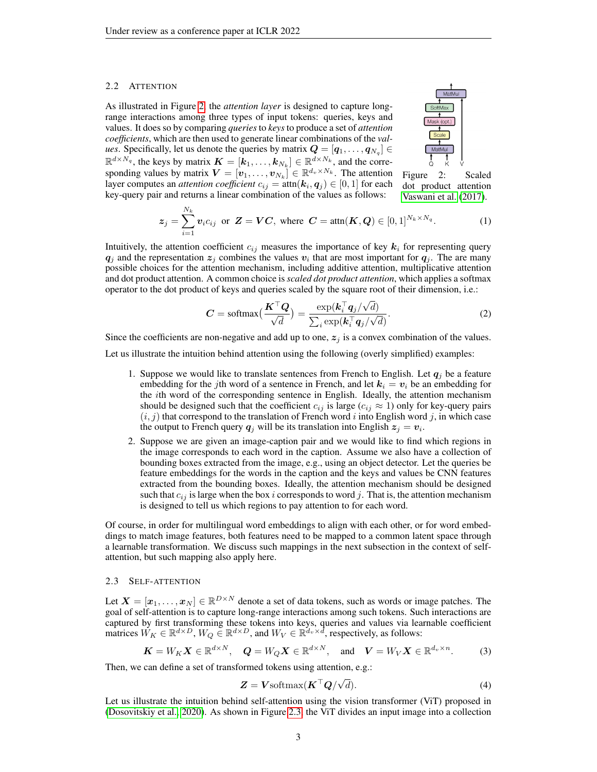### 2.2 Attention

As illustrated in Figure 2, the *attention layer* is designed to capture long-range interactions among three types of input tokens: queries, keys and values. It does so by comparing *queries* to *keys* to produce a set of *attention coefficients*, which are then used to generate linear combinations of the *values*. Specifically, let us denote the queries by matrix $\boldsymbol{Q} = [\boldsymbol{q}_1, \ldots, \boldsymbol{q}_{N_q}] \in \mathbb{R}^{d \times N_q}$, the keys by matrix $\boldsymbol{K} = [\boldsymbol{k}_1, \ldots, \boldsymbol{k}_{N_k}] \in \mathbb{R}^{d \times N_k}$, and the corresponding values by matrix $\boldsymbol{V} = [\boldsymbol{v}_1, \ldots, \boldsymbol{v}_{N_k}] \in \mathbb{R}^{d_v \times N_k}$. The attention layer computes an *attention coefficient* $c_{ij} = \text{attn}(\boldsymbol{k}_i, \boldsymbol{q}_j) \in [0, 1]$ for each key-query pair and returns a linear combination of the values as follows:

Figure 2: Scaled dot product attention Vaswani et al. (2017).

$$\boldsymbol{z}_j = \sum_{i=1}^{N_k} \boldsymbol{v}_i c_{ij} \ \text{ or } \ \boldsymbol{Z} = \boldsymbol{V}\boldsymbol{C}, \ \text{where } \ \boldsymbol{C} = \text{attn}(\boldsymbol{K}, \boldsymbol{Q}) \in [0, 1]^{N_k \times N_q}. \tag{1}$$

Intuitively, the attention coefficient $c_{ij}$ measures the importance of key $\boldsymbol{k}_i$ for representing query $\boldsymbol{q}_j$ and the representation $\boldsymbol{z}_j$ combines the values $\boldsymbol{v}_i$ that are most important for $\boldsymbol{q}_j$. The are many possible choices for the attention mechanism, including additive attention, multiplicative attention and dot product attention. A common choice is *scaled dot product attention*, which applies a softmax operator to the dot product of keys and queries scaled by the square root of their dimension, i.e.:

$$\boldsymbol{C} = \text{softmax}\Big(\frac{\boldsymbol{K}^\top \boldsymbol{Q}}{\sqrt{d}}\Big) = \frac{\exp(\boldsymbol{k}_i^\top \boldsymbol{q}_j / \sqrt{d})}{\sum_i \exp(\boldsymbol{k}_i^\top \boldsymbol{q}_j / \sqrt{d})}. \tag{2}$$

Since the coefficients are non-negative and add up to one, $\boldsymbol{z}_j$ is a convex combination of the values.

Let us illustrate the intuition behind attention using the following (overly simplified) examples:

1. Suppose we would like to translate sentences from French to English. Let $\boldsymbol{q}_j$ be a feature embedding for the $j$th word of a sentence in French, and let $\boldsymbol{k}_i = \boldsymbol{v}_i$ be an embedding for the $i$th word of the corresponding sentence in English. Ideally, the attention mechanism should be designed such that the coefficient $c_{ij}$ is large ($c_{ij} \approx 1$) only for key-query pairs $(i, j)$ that correspond to the translation of French word $i$ into English word $j$, in which case the output to French query $\boldsymbol{q}_j$ will be its translation into English $\boldsymbol{z}_j = \boldsymbol{v}_i$.
2. Suppose we are given an image-caption pair and we would like to find which regions in the image corresponds to each word in the caption. Assume we also have a collection of bounding boxes extracted from the image, e.g., using an object detector. Let the queries be feature embeddings for the words in the caption and the keys and values be CNN features extracted from the bounding boxes. Ideally, the attention mechanism should be designed such that $c_{ij}$ is large when the box $i$ corresponds to word $j$. That is, the attention mechanism is designed to tell us which regions to pay attention to for each word.

Of course, in order for multilingual word embeddings to align with each other, or for word embeddings to match image features, both features need to be mapped to a common latent space through a learnable transformation. We discuss such mappings in the next subsection in the context of self-attention, but such mapping also apply here.

### 2.3 Self-attention

Let $\boldsymbol{X} = [\boldsymbol{x}_1, \ldots, \boldsymbol{x}_N] \in \mathbb{R}^{D \times N}$ denote a set of data tokens, such as words or image patches. The goal of self-attention is to capture long-range interactions among such tokens. Such interactions are captured by first transforming these tokens into keys, queries and values via learnable coefficient matrices $W_K \in \mathbb{R}^{d \times D}$, $W_Q \in \mathbb{R}^{d \times D}$, and $W_V \in \mathbb{R}^{d_v \times d}$, respectively, as follows:

$$\boldsymbol{K} = W_K \boldsymbol{X} \in \mathbb{R}^{d \times N}, \quad \boldsymbol{Q} = W_Q \boldsymbol{X} \in \mathbb{R}^{d \times N}, \quad \text{and} \quad \boldsymbol{V} = W_V \boldsymbol{X} \in \mathbb{R}^{d_v \times n}. \tag{3}$$

Then, we can define a set of transformed tokens using attention, e.g.:

$$\boldsymbol{Z} = \boldsymbol{V} \text{softmax}(\boldsymbol{K}^\top \boldsymbol{Q} / \sqrt{d}). \tag{4}$$

Let us illustrate the intuition behind self-attention using the vision transformer (ViT) proposed in (Dosovitskiy et al., 2020). As shown in Figure 2.3, the ViT divides an input image into a collection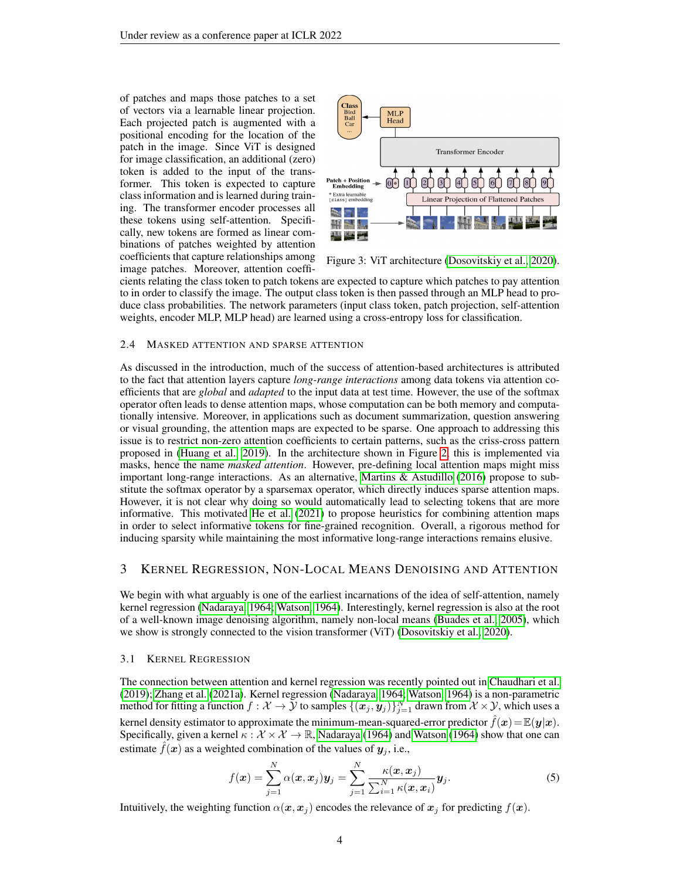of patches and maps those patches to a set of vectors via a learnable linear projection. Each projected patch is augmented with a positional encoding for the location of the patch in the image. Since ViT is designed for image classification, an additional (zero) token is added to the input of the transformer. This token is expected to capture class information and is learned during training. The transformer encoder processes all these tokens using self-attention. Specifically, new tokens are formed as linear combinations of patches weighted by attention coefficients that capture relationships among image patches. Moreover, attention coefficients relating the class token to patch tokens are expected to capture which patches to pay attention to in order to classify the image. The output class token is then passed through an MLP head to produce class probabilities. The network parameters (input class token, patch projection, self-attention weights, encoder MLP, MLP head) are learned using a cross-entropy loss for classification.

Figure 3: ViT architecture (Dosovitskiy et al., 2020).

### 2.4 Masked attention and sparse attention

As discussed in the introduction, much of the success of attention-based architectures is attributed to the fact that attention layers capture *long-range interactions* among data tokens via attention coefficients that are *global* and *adapted* to the input data at test time. However, the use of the softmax operator often leads to dense attention maps, whose computation can be both memory and computationally intensive. Moreover, in applications such as document summarization, question answering or visual grounding, the attention maps are expected to be sparse. One approach to addressing this issue is to restrict non-zero attention coefficients to certain patterns, such as the criss-cross pattern proposed in (Huang et al., 2019). In the architecture shown in Figure 2, this is implemented via masks, hence the name *masked attention*. However, pre-defining local attention maps might miss important long-range interactions. As an alternative, Martins & Astudillo (2016) propose to substitute the softmax operator by a sparsemax operator, which directly induces sparse attention maps. However, it is not clear why doing so would automatically lead to selecting tokens that are more informative. This motivated He et al. (2021) to propose heuristics for combining attention maps in order to select informative tokens for fine-grained recognition. Overall, a rigorous method for inducing sparsity while maintaining the most informative long-range interactions remains elusive.

## 3 Kernel Regression, Non-Local Means Denoising and Attention

We begin with what arguably is one of the earliest incarnations of the idea of self-attention, namely kernel regression (Nadaraya, 1964; Watson, 1964). Interestingly, kernel regression is also at the root of a well-known image denoising algorithm, namely non-local means (Buades et al., 2005), which we show is strongly connected to the vision transformer (ViT) (Dosovitskiy et al., 2020).

### 3.1 Kernel Regression

The connection between attention and kernel regression was recently pointed out in Chaudhari et al. (2019); Zhang et al. (2021a). Kernel regression (Nadaraya, 1964; Watson, 1964) is a non-parametric method for fitting a function $f : \mathcal{X} \to \mathcal{Y}$ to samples $\{(\boldsymbol{x}_j, \boldsymbol{y}_j)\}_{j=1}^N$ drawn from $\mathcal{X} \times \mathcal{Y}$, which uses a kernel density estimator to approximate the minimum-mean-squared-error predictor $\hat{f}(\boldsymbol{x}) = \mathbb{E}(\boldsymbol{y}|\boldsymbol{x})$. Specifically, given a kernel $\kappa : \mathcal{X} \times \mathcal{X} \to \mathbb{R}$, Nadaraya (1964) and Watson (1964) show that one can estimate $\hat{f}(\boldsymbol{x})$ as a weighted combination of the values of $\boldsymbol{y}_j$, i.e.,

$$f(\boldsymbol{x}) = \sum_{j=1}^{N} \alpha(\boldsymbol{x}, \boldsymbol{x}_j)\boldsymbol{y}_j = \sum_{j=1}^{N} \frac{\kappa(\boldsymbol{x}, \boldsymbol{x}_j)}{\sum_{i=1}^{N} \kappa(\boldsymbol{x}, \boldsymbol{x}_i)} \boldsymbol{y}_j. \tag{5}$$

Intuitively, the weighting function $\alpha(\boldsymbol{x}, \boldsymbol{x}_j)$ encodes the relevance of $\boldsymbol{x}_j$ for predicting $f(\boldsymbol{x})$.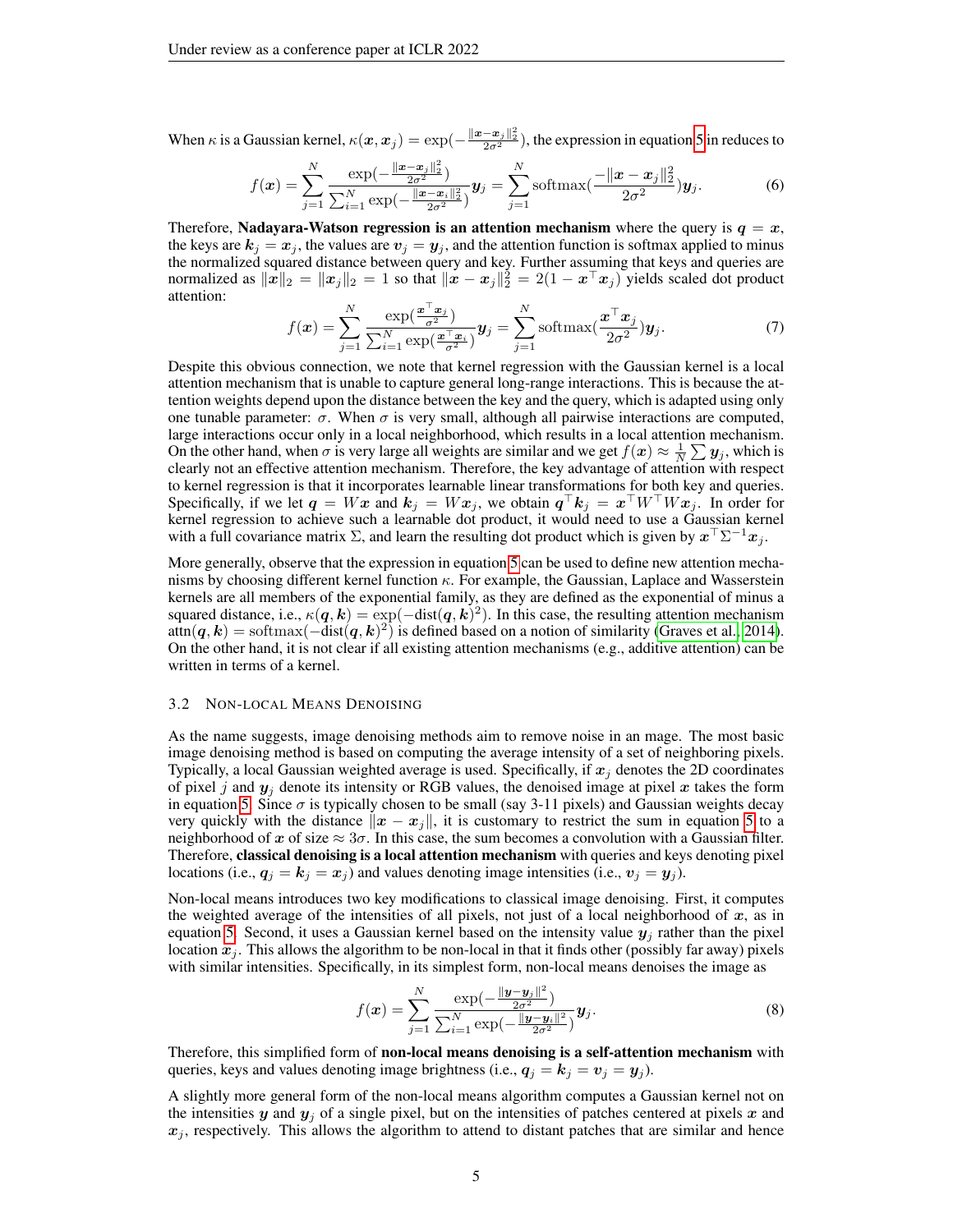When $\kappa$ is a Gaussian kernel, $\kappa(\boldsymbol{x}, \boldsymbol{x}_j) = \exp(-\frac{\|\boldsymbol{x}-\boldsymbol{x}_j\|_2^2}{2\sigma^2})$, the expression in equation 5 in reduces to

$$f(\boldsymbol{x}) = \sum_{j=1}^{N} \frac{\exp(-\frac{\|\boldsymbol{x}-\boldsymbol{x}_j\|_2^2}{2\sigma^2})}{\sum_{i=1}^{N} \exp(-\frac{\|\boldsymbol{x}-\boldsymbol{x}_i\|_2^2}{2\sigma^2})} \boldsymbol{y}_j = \sum_{j=1}^{N} \operatorname{softmax}(\frac{-\|\boldsymbol{x}-\boldsymbol{x}_j\|_2^2}{2\sigma^2}) \boldsymbol{y}_j. \tag{6}$$

Therefore, **Nadayara-Watson regression is an attention mechanism** where the query is $\boldsymbol{q} = \boldsymbol{x}$, the keys are $\boldsymbol{k}_j = \boldsymbol{x}_j$, the values are $\boldsymbol{v}_j = \boldsymbol{y}_j$, and the attention function is softmax applied to minus the normalized squared distance between query and key. Further assuming that keys and queries are normalized as $\|\boldsymbol{x}\|_2 = \|\boldsymbol{x}_j\|_2 = 1$ so that $\|\boldsymbol{x} - \boldsymbol{x}_j\|_2^2 = 2(1 - \boldsymbol{x}^\top \boldsymbol{x}_j)$ yields scaled dot product attention:

$$f(\boldsymbol{x}) = \sum_{j=1}^{N} \frac{\exp(\frac{\boldsymbol{x}^\top \boldsymbol{x}_j}{\sigma^2})}{\sum_{i=1}^{N} \exp(\frac{\boldsymbol{x}^\top \boldsymbol{x}_i}{\sigma^2})} \boldsymbol{y}_j = \sum_{j=1}^{N} \operatorname{softmax}(\frac{\boldsymbol{x}^\top \boldsymbol{x}_j}{2\sigma^2}) \boldsymbol{y}_j. \tag{7}$$

Despite this obvious connection, we note that kernel regression with the Gaussian kernel is a local attention mechanism that is unable to capture general long-range interactions. This is because the attention weights depend upon the distance between the key and the query, which is adapted using only one tunable parameter: $\sigma$. When $\sigma$ is very small, although all pairwise interactions are computed, large interactions occur only in a local neighborhood, which results in a local attention mechanism. On the other hand, when $\sigma$ is very large all weights are similar and we get $f(\boldsymbol{x}) \approx \frac{1}{N} \sum \boldsymbol{y}_j$, which is clearly not an effective attention mechanism. Therefore, the key advantage of attention with respect to kernel regression is that it incorporates learnable linear transformations for both key and queries. Specifically, if we let $\boldsymbol{q} = W\boldsymbol{x}$ and $\boldsymbol{k}_j = W\boldsymbol{x}_j$, we obtain $\boldsymbol{q}^\top \boldsymbol{k}_j = \boldsymbol{x}^\top W^\top W \boldsymbol{x}_j$. In order for kernel regression to achieve such a learnable dot product, it would need to use a Gaussian kernel with a full covariance matrix $\Sigma$, and learn the resulting dot product which is given by $\boldsymbol{x}^\top \Sigma^{-1} \boldsymbol{x}_j$.

More generally, observe that the expression in equation 5 can be used to define new attention mechanisms by choosing different kernel function $\kappa$. For example, the Gaussian, Laplace and Wasserstein kernels are all members of the exponential family, as they are defined as the exponential of minus a squared distance, i.e., $\kappa(\boldsymbol{q}, \boldsymbol{k}) = \exp(-\operatorname{dist}(\boldsymbol{q}, \boldsymbol{k})^2)$. In this case, the resulting attention mechanism $\operatorname{attn}(\boldsymbol{q}, \boldsymbol{k}) = \operatorname{softmax}(-\operatorname{dist}(\boldsymbol{q}, \boldsymbol{k})^2)$ is defined based on a notion of similarity (Graves et al., 2014). On the other hand, it is not clear if all existing attention mechanisms (e.g., additive attention) can be written in terms of a kernel.

### 3.2 Non-Local Means Denoising

As the name suggests, image denoising methods aim to remove noise in an mage. The most basic image denoising method is based on computing the average intensity of a set of neighboring pixels. Typically, a local Gaussian weighted average is used. Specifically, if $\boldsymbol{x}_j$ denotes the 2D coordinates of pixel $j$ and $\boldsymbol{y}_j$ denote its intensity or RGB values, the denoised image at pixel $\boldsymbol{x}$ takes the form in equation 5. Since $\sigma$ is typically chosen to be small (say 3-11 pixels) and Gaussian weights decay very quickly with the distance $\|\boldsymbol{x} - \boldsymbol{x}_j\|$, it is customary to restrict the sum in equation 5 to a neighborhood of $\boldsymbol{x}$ of size $\approx 3\sigma$. In this case, the sum becomes a convolution with a Gaussian filter. Therefore, **classical denoising is a local attention mechanism** with queries and keys denoting pixel locations (i.e., $\boldsymbol{q}_j = \boldsymbol{k}_j = \boldsymbol{x}_j$) and values denoting image intensities (i.e., $\boldsymbol{v}_j = \boldsymbol{y}_j$).

Non-local means introduces two key modifications to classical image denoising. First, it computes the weighted average of the intensities of all pixels, not just of a local neighborhood of $\boldsymbol{x}$, as in equation 5. Second, it uses a Gaussian kernel based on the intensity value $\boldsymbol{y}_j$ rather than the pixel location $\boldsymbol{x}_j$. This allows the algorithm to be non-local in that it finds other (possibly far away) pixels with similar intensities. Specifically, in its simplest form, non-local means denoises the image as

$$f(\boldsymbol{x}) = \sum_{j=1}^{N} \frac{\exp(-\frac{\|\boldsymbol{y}-\boldsymbol{y}_j\|^2}{2\sigma^2})}{\sum_{i=1}^{N} \exp(-\frac{\|\boldsymbol{y}-\boldsymbol{y}_i\|^2}{2\sigma^2})} \boldsymbol{y}_j. \tag{8}$$

Therefore, this simplified form of **non-local means denoising is a self-attention mechanism** with queries, keys and values denoting image brightness (i.e., $\boldsymbol{q}_j = \boldsymbol{k}_j = \boldsymbol{v}_j = \boldsymbol{y}_j$).

A slightly more general form of the non-local means algorithm computes a Gaussian kernel not on the intensities $\boldsymbol{y}$ and $\boldsymbol{y}_j$ of a single pixel, but on the intensities of patches centered at pixels $\boldsymbol{x}$ and $\boldsymbol{x}_j$, respectively. This allows the algorithm to attend to distant patches that are similar and hence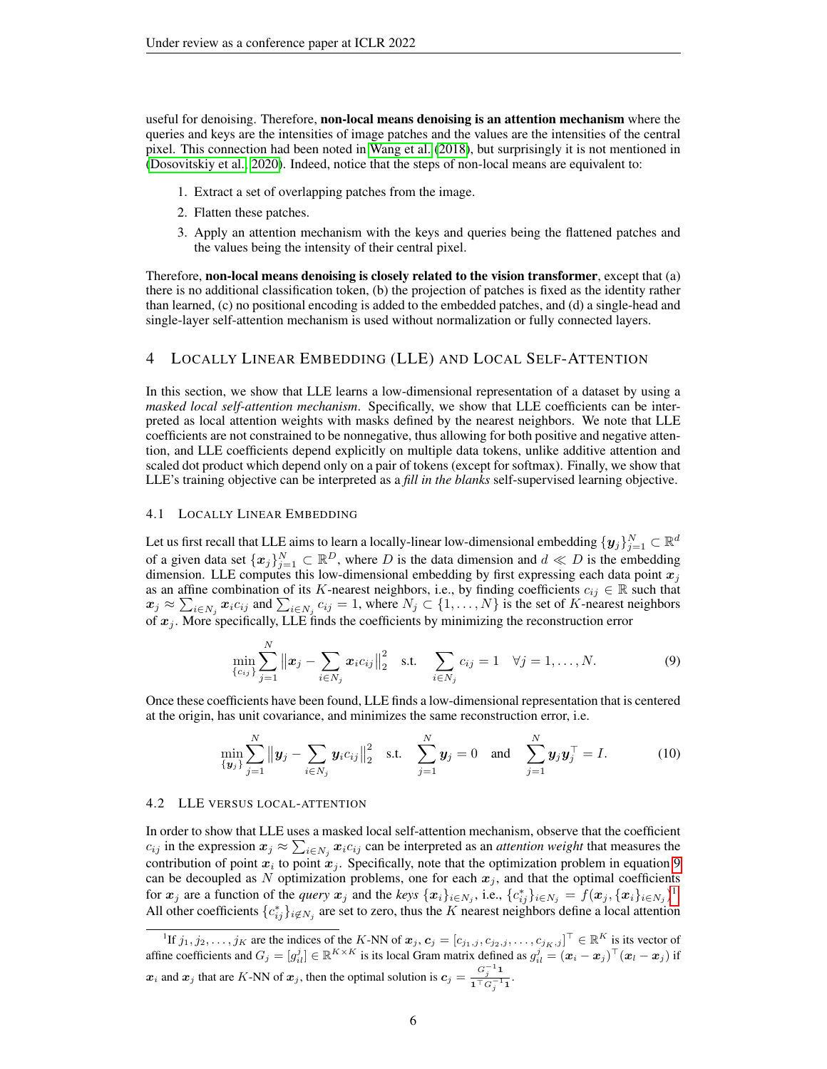useful for denoising. Therefore, **non-local means denoising is an attention mechanism** where the queries and keys are the intensities of image patches and the values are the intensities of the central pixel. This connection had been noted in Wang et al. (2018), but surprisingly it is not mentioned in (Dosovitskiy et al., 2020). Indeed, notice that the steps of non-local means are equivalent to:

1. Extract a set of overlapping patches from the image.
2. Flatten these patches.
3. Apply an attention mechanism with the keys and queries being the flattened patches and the values being the intensity of their central pixel.

Therefore, **non-local means denoising is closely related to the vision transformer**, except that (a) there is no additional classification token, (b) the projection of patches is fixed as the identity rather than learned, (c) no positional encoding is added to the embedded patches, and (d) a single-head and single-layer self-attention mechanism is used without normalization or fully connected layers.

## 4 Locally Linear Embedding (LLE) and Local Self-Attention

In this section, we show that LLE learns a low-dimensional representation of a dataset by using a *masked local self-attention mechanism*. Specifically, we show that LLE coefficients can be interpreted as local attention weights with masks defined by the nearest neighbors. We note that LLE coefficients are not constrained to be nonnegative, thus allowing for both positive and negative attention, and LLE coefficients depend explicitly on multiple data tokens, unlike additive attention and scaled dot product which depend only on a pair of tokens (except for softmax). Finally, we show that LLE's training objective can be interpreted as a *fill in the blanks* self-supervised learning objective.

### 4.1 Locally Linear Embedding

Let us first recall that LLE aims to learn a locally-linear low-dimensional embedding $\{\boldsymbol{y}_j\}_{j=1}^N \subset \mathbb{R}^d$ of a given data set $\{\boldsymbol{x}_j\}_{j=1}^N \subset \mathbb{R}^D$, where $D$ is the data dimension and $d \ll D$ is the embedding dimension. LLE computes this low-dimensional embedding by first expressing each data point $\boldsymbol{x}_j$ as an affine combination of its $K$-nearest neighbors, i.e., by finding coefficients $c_{ij} \in \mathbb{R}$ such that $\boldsymbol{x}_j \approx \sum_{i \in N_j} \boldsymbol{x}_i c_{ij}$ and $\sum_{i \in N_j} c_{ij} = 1$, where $N_j \subset \{1, \ldots, N\}$ is the set of $K$-nearest neighbors of $\boldsymbol{x}_j$. More specifically, LLE finds the coefficients by minimizing the reconstruction error

$$\min_{\{c_{ij}\}} \sum_{j=1}^{N} \big\|\boldsymbol{x}_j - \sum_{i \in N_j} \boldsymbol{x}_i c_{ij}\big\|_2^2 \quad \text{s.t.} \quad \sum_{i \in N_j} c_{ij} = 1 \quad \forall j = 1, \ldots, N. \tag{9}$$

Once these coefficients have been found, LLE finds a low-dimensional representation that is centered at the origin, has unit covariance, and minimizes the same reconstruction error, i.e.

$$\min_{\{\boldsymbol{y}_j\}} \sum_{j=1}^{N} \big\|\boldsymbol{y}_j - \sum_{i \in N_j} \boldsymbol{y}_i c_{ij}\big\|_2^2 \quad \text{s.t.} \quad \sum_{j=1}^{N} \boldsymbol{y}_j = 0 \quad \text{and} \quad \sum_{j=1}^{N} \boldsymbol{y}_j \boldsymbol{y}_j^\top = I. \tag{10}$$

### 4.2 LLE versus local-attention

In order to show that LLE uses a masked local self-attention mechanism, observe that the coefficient $c_{ij}$ in the expression $\boldsymbol{x}_j \approx \sum_{i \in N_j} \boldsymbol{x}_i c_{ij}$ can be interpreted as an *attention weight* that measures the contribution of point $\boldsymbol{x}_i$ to point $\boldsymbol{x}_j$. Specifically, note that the optimization problem in equation 9 can be decoupled as $N$ optimization problems, one for each $\boldsymbol{x}_j$, and that the optimal coefficients for $\boldsymbol{x}_j$ are a function of the *query* $\boldsymbol{x}_j$ and the *keys* $\{\boldsymbol{x}_i\}_{i \in N_j}$, i.e., $\{c_{ij}^*\}_{i \in N_j} = f(\boldsymbol{x}_j, \{\boldsymbol{x}_i\}_{i \in N_j})$[1]. All other coefficients $\{c_{ij}^*\}_{i \notin N_j}$ are set to zero, thus the $K$ nearest neighbors define a local attention

[1] If $j_1, j_2, \ldots, j_K$ are the indices of the $K$-NN of $\boldsymbol{x}_j$, $\boldsymbol{c}_j = [c_{j_1,j}, c_{j_2,j}, \ldots, c_{j_K,j}]^\top \in \mathbb{R}^K$ is its vector of affine coefficients and $G_j = [g_{il}^j] \in \mathbb{R}^{K \times K}$ is its local Gram matrix defined as $g_{il}^j = (\boldsymbol{x}_i - \boldsymbol{x}_j)^\top (\boldsymbol{x}_l - \boldsymbol{x}_j)$ if $\boldsymbol{x}_i$ and $\boldsymbol{x}_j$ that are $K$-NN of $\boldsymbol{x}_j$, then the optimal solution is $\boldsymbol{c}_j = \frac{G_j^{-1}\mathbf{1}}{\mathbf{1}^\top G_j^{-1}\mathbf{1}}$.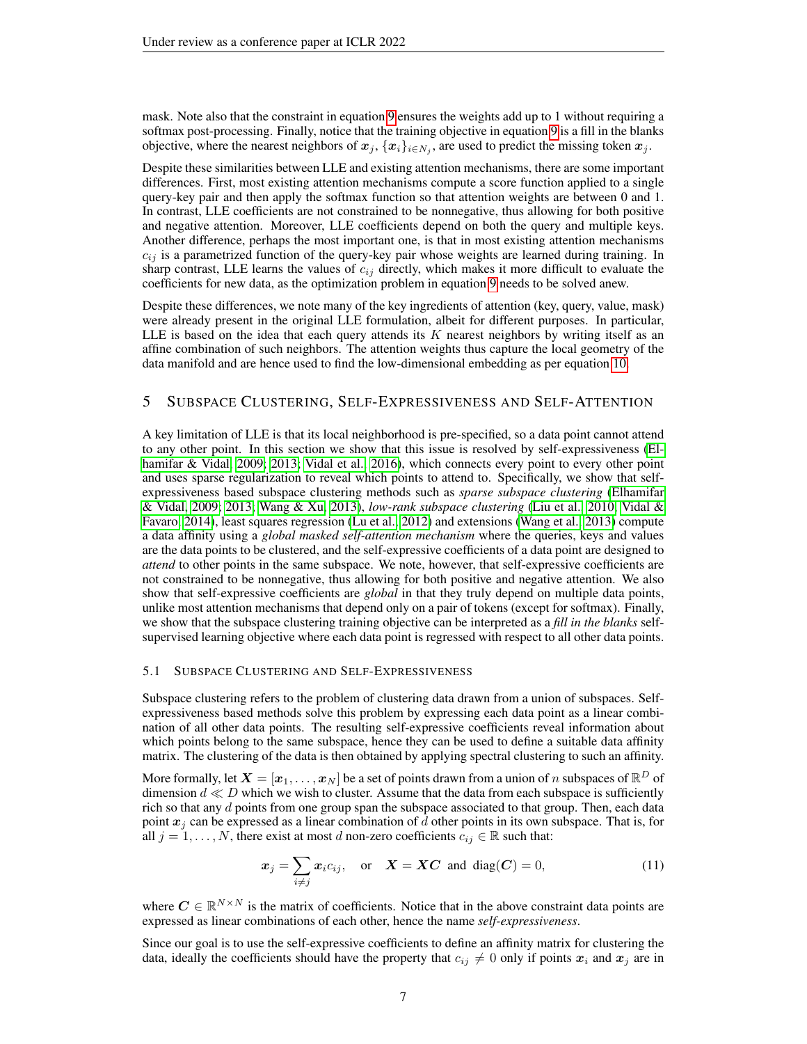mask. Note also that the constraint in equation 9 ensures the weights add up to 1 without requiring a softmax post-processing. Finally, notice that the training objective in equation 9 is a fill in the blanks objective, where the nearest neighbors of $\boldsymbol{x}_j$, $\{\boldsymbol{x}_i\}_{i \in N_j}$, are used to predict the missing token $\boldsymbol{x}_j$.

Despite these similarities between LLE and existing attention mechanisms, there are some important differences. First, most existing attention mechanisms compute a score function applied to a single query-key pair and then apply the softmax function so that attention weights are between 0 and 1. In contrast, LLE coefficients are not constrained to be nonnegative, thus allowing for both positive and negative attention. Moreover, LLE coefficients depend on both the query and multiple keys. Another difference, perhaps the most important one, is that in most existing attention mechanisms $c_{ij}$ is a parametrized function of the query-key pair whose weights are learned during training. In sharp contrast, LLE learns the values of $c_{ij}$ directly, which makes it more difficult to evaluate the coefficients for new data, as the optimization problem in equation 9 needs to be solved anew.

Despite these differences, we note many of the key ingredients of attention (key, query, value, mask) were already present in the original LLE formulation, albeit for different purposes. In particular, LLE is based on the idea that each query attends its $K$ nearest neighbors by writing itself as an affine combination of such neighbors. The attention weights thus capture the local geometry of the data manifold and are hence used to find the low-dimensional embedding as per equation 10.

## 5 Subspace Clustering, Self-Expressiveness and Self-Attention

A key limitation of LLE is that its local neighborhood is pre-specified, so a data point cannot attend to any other point. In this section we show that this issue is resolved by self-expressiveness (Elhamifar & Vidal, 2009; 2013; Vidal et al., 2016), which connects every point to every other point and uses sparse regularization to reveal which points to attend to. Specifically, we show that self-expressiveness based subspace clustering methods such as *sparse subspace clustering* (Elhamifar & Vidal, 2009; 2013; Wang & Xu, 2013), *low-rank subspace clustering* (Liu et al., 2010; Vidal & Favaro, 2014), least squares regression (Lu et al., 2012) and extensions (Wang et al., 2013) compute a data affinity using a *global masked self-attention mechanism* where the queries, keys and values are the data points to be clustered, and the self-expressive coefficients of a data point are designed to *attend* to other points in the same subspace. We note, however, that self-expressive coefficients are not constrained to be nonnegative, thus allowing for both positive and negative attention. We also show that self-expressive coefficients are *global* in that they truly depend on multiple data points, unlike most attention mechanisms that depend only on a pair of tokens (except for softmax). Finally, we show that the subspace clustering training objective can be interpreted as a *fill in the blanks* self-supervised learning objective where each data point is regressed with respect to all other data points.

### 5.1 Subspace Clustering and Self-Expressiveness

Subspace clustering refers to the problem of clustering data drawn from a union of subspaces. Self-expressiveness based methods solve this problem by expressing each data point as a linear combination of all other data points. The resulting self-expressive coefficients reveal information about which points belong to the same subspace, hence they can be used to define a suitable data affinity matrix. The clustering of the data is then obtained by applying spectral clustering to such an affinity.

More formally, let $\boldsymbol{X} = [\boldsymbol{x}_1, \ldots, \boldsymbol{x}_N]$ be a set of points drawn from a union of $n$ subspaces of $\mathbb{R}^D$ of dimension $d \ll D$ which we wish to cluster. Assume that the data from each subspace is sufficiently rich so that any $d$ points from one group span the subspace associated to that group. Then, each data point $\boldsymbol{x}_j$ can be expressed as a linear combination of $d$ other points in its own subspace. That is, for all $j = 1, \ldots, N$, there exist at most $d$ non-zero coefficients $c_{ij} \in \mathbb{R}$ such that:

$$\boldsymbol{x}_j = \sum_{i \neq j} \boldsymbol{x}_i c_{ij}, \quad \text{or} \quad \boldsymbol{X} = \boldsymbol{X}\boldsymbol{C} \;\text{ and }\; \operatorname{diag}(\boldsymbol{C}) = 0, \tag{11}$$

where $\boldsymbol{C} \in \mathbb{R}^{N \times N}$ is the matrix of coefficients. Notice that in the above constraint data points are expressed as linear combinations of each other, hence the name *self-expressiveness*.

Since our goal is to use the self-expressive coefficients to define an affinity matrix for clustering the data, ideally the coefficients should have the property that $c_{ij} \neq 0$ only if points $\boldsymbol{x}_i$ and $\boldsymbol{x}_j$ are in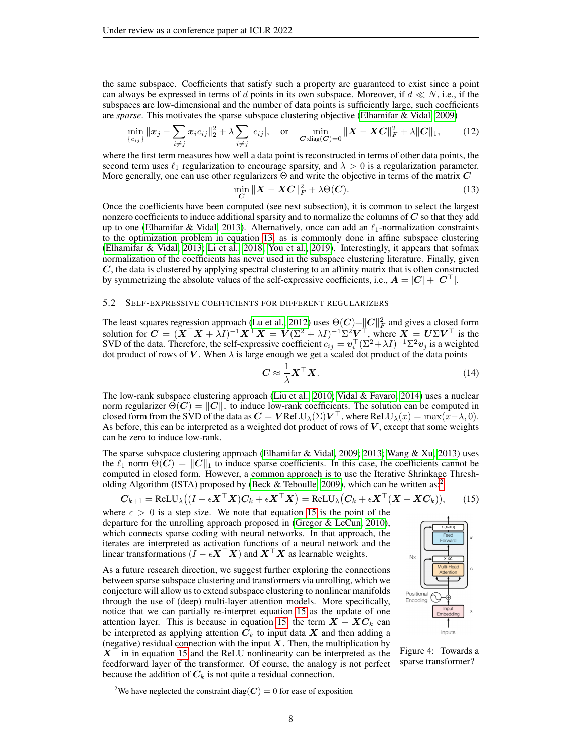the same subspace. Coefficients that satisfy such a property are guaranteed to exist since a point can always be expressed in terms of $d$ points in its own subspace. Moreover, if $d \ll N$, i.e., if the subspaces are low-dimensional and the number of data points is sufficiently large, such coefficients are *sparse*. This motivates the sparse subspace clustering objective (Elhamifar & Vidal, 2009)

$$\min_{\{c_{ij}\}} \|\boldsymbol{x}_j - \sum_{i\neq j} \boldsymbol{x}_i c_{ij}\|_2^2 + \lambda \sum_{i \neq j} |c_{ij}|, \quad \text{or} \quad \min_{\boldsymbol{C}:\mathrm{diag}(\boldsymbol{C})=0} \|\boldsymbol{X} - \boldsymbol{X}\boldsymbol{C}\|_F^2 + \lambda \|\boldsymbol{C}\|_1, \tag{12}$$

where the first term measures how well a data point is reconstructed in terms of other data points, the second term uses $\ell_1$ regularization to encourage sparsity, and $\lambda > 0$ is a regularization parameter. More generally, one can use other regularizers $\Theta$ and write the objective in terms of the matrix $\boldsymbol{C}$

$$\min_{\boldsymbol{C}} \|\boldsymbol{X} - \boldsymbol{X}\boldsymbol{C}\|_F^2 + \lambda\Theta(\boldsymbol{C}). \tag{13}$$

Once the coefficients have been computed (see next subsection), it is common to select the largest nonzero coefficients to induce additional sparsity and to normalize the columns of $\boldsymbol{C}$ so that they add up to one (Elhamifar & Vidal, 2013). Alternatively, once can add an $\ell_1$-normalization constraints to the optimization problem in equation 13, as is commonly done in affine subspace clustering (Elhamifar & Vidal, 2013; Li et al., 2018; You et al., 2019). Interestingly, it appears that sofmax normalization of the coefficients has never used in the subspace clustering literature. Finally, given $\boldsymbol{C}$, the data is clustered by applying spectral clustering to an affinity matrix that is often constructed by symmetrizing the absolute values of the self-expressive coefficients, i.e., $\boldsymbol{A} = |\boldsymbol{C}| + |\boldsymbol{C}^\top|$.

### 5.2 Self-expressive coefficients for different regularizers

The least squares regression approach (Lu et al., 2012) uses $\Theta(\boldsymbol{C}){=}\|\boldsymbol{C}\|_F^2$ and gives a closed form solution for $\boldsymbol{C} = (\boldsymbol{X}^\top\boldsymbol{X} + \lambda I)^{-1}\boldsymbol{X}^\top\boldsymbol{X} = \boldsymbol{V}(\Sigma^2 + \lambda I)^{-1}\Sigma^2\boldsymbol{V}^\top$, where $\boldsymbol{X} = \boldsymbol{U}\Sigma\boldsymbol{V}^\top$ is the SVD of the data. Therefore, the self-expressive coefficient $c_{ij} = \boldsymbol{v}_i^\top(\Sigma^2 + \lambda I)^{-1}\Sigma^2\boldsymbol{v}_j$ is a weighted dot product of rows of $\boldsymbol{V}$. When $\lambda$ is large enough we get a scaled dot product of the data points

$$\boldsymbol{C} \approx \frac{1}{\lambda}\boldsymbol{X}^\top\boldsymbol{X}. \tag{14}$$

The low-rank subspace clustering approach (Liu et al., 2010; Vidal & Favaro, 2014) uses a nuclear norm regularizer $\Theta(\boldsymbol{C}) = \|\boldsymbol{C}\|_*$ to induce low-rank coefficients. The solution can be computed in closed form from the SVD of the data as $\boldsymbol{C} = \boldsymbol{V}\mathrm{ReLU}_\lambda(\Sigma)\boldsymbol{V}^\top$, where $\mathrm{ReLU}_\lambda(x) = \max(x - \lambda, 0)$. As before, this can be interpreted as a weighted dot product of rows of $\boldsymbol{V}$, except that some weights can be zero to induce low-rank.

The sparse subspace clustering approach (Elhamifar & Vidal, 2009; 2013; Wang & Xu, 2013) uses the $\ell_1$ norm $\Theta(\boldsymbol{C}) = \|\boldsymbol{C}\|_1$ to induce sparse coefficients. In this case, the coefficients cannot be computed in closed form. However, a common approach is to use the Iterative Shrinkage Thresholding Algorithm (ISTA) proposed by (Beck & Teboulle, 2009), which can be written as:[2]

$$\boldsymbol{C}_{k+1} = \mathrm{ReLU}_\lambda\big((I - \epsilon\boldsymbol{X}^\top\boldsymbol{X})\boldsymbol{C}_k + \epsilon\boldsymbol{X}^\top\boldsymbol{X}\big) = \mathrm{ReLU}_\lambda\big(\boldsymbol{C}_k + \epsilon\boldsymbol{X}^\top(\boldsymbol{X} - \boldsymbol{X}\boldsymbol{C}_k)\big), \tag{15}$$

where $\epsilon > 0$ is a step size. We note that equation 15 is the point of the departure for the unrolling approach proposed in (Gregor & LeCun, 2010), which connects sparse coding with neural networks. In that approach, the iterates are interpreted as activation functions of a neural network and the linear transformations $(I - \epsilon\boldsymbol{X}^\top\boldsymbol{X})$ and $\boldsymbol{X}^\top\boldsymbol{X}$ as learnable weights.

As a future research direction, we suggest further exploring the connections between sparse subspace clustering and transformers via unrolling, which we conjecture will allow us to extend subspace clustering to nonlinear manifolds through the use of (deep) multi-layer attention models. More specifically, notice that we can partially re-interpret equation 15 as the update of one attention layer. This is because in equation 15, the term $\boldsymbol{X} - \boldsymbol{X}\boldsymbol{C}_k$ can be interpreted as applying attention $\boldsymbol{C}_k$ to input data $\boldsymbol{X}$ and then adding a (negative) residual connection with the input $\boldsymbol{X}$. Then, the multiplication by $\boldsymbol{X}^\top$ in in equation 15 and the ReLU nonlinearity can be interpreted as the feedforward layer of the transformer. Of course, the analogy is not perfect because the addition of $\boldsymbol{C}_k$ is not quite a residual connection.

Figure 4: Towards a sparse transformer?

[2] We have neglected the constraint $\mathrm{diag}(\boldsymbol{C}) = 0$ for ease of exposition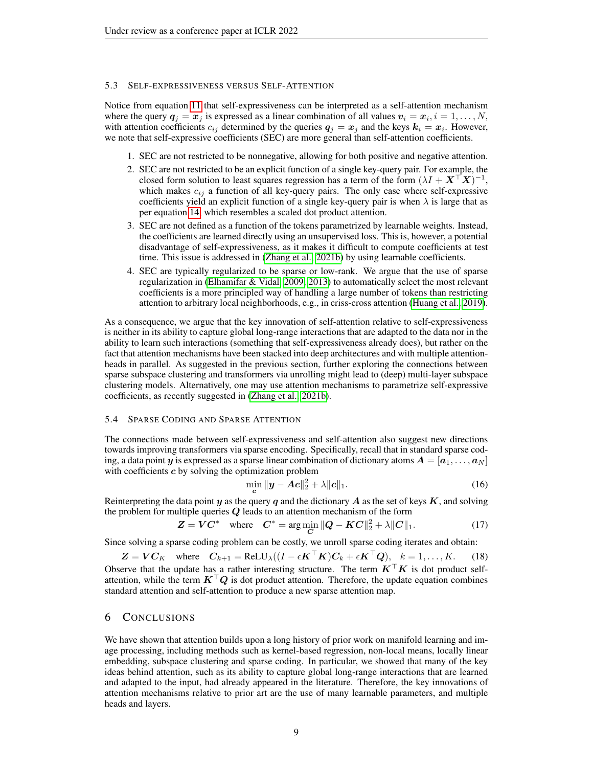### 5.3 Self-expressiveness versus Self-Attention

Notice from equation 11 that self-expressiveness can be interpreted as a self-attention mechanism where the query $\boldsymbol{q}_j = \boldsymbol{x}_j$ is expressed as a linear combination of all values $\boldsymbol{v}_i = \boldsymbol{x}_i, i = 1, \ldots, N$, with attention coefficients $c_{ij}$ determined by the queries $\boldsymbol{q}_j = \boldsymbol{x}_j$ and the keys $\boldsymbol{k}_i = \boldsymbol{x}_i$. However, we note that self-expressive coefficients (SEC) are more general than self-attention coefficients.

1. SEC are not restricted to be nonnegative, allowing for both positive and negative attention.
2. SEC are not restricted to be an explicit function of a single key-query pair. For example, the closed form solution to least squares regression has a term of the form $(\lambda I + \boldsymbol{X}^\top \boldsymbol{X})^{-1}$, which makes $c_{ij}$ a function of all key-query pairs. The only case where self-expressive coefficients yield an explicit function of a single key-query pair is when $\lambda$ is large that as per equation 14, which resembles a scaled dot product attention.
3. SEC are not defined as a function of the tokens parametrized by learnable weights. Instead, the coefficients are learned directly using an unsupervised loss. This is, however, a potential disadvantage of self-expressiveness, as it makes it difficult to compute coefficients at test time. This issue is addressed in (Zhang et al., 2021b) by using learnable coefficients.
4. SEC are typically regularized to be sparse or low-rank. We argue that the use of sparse regularization in (Elhamifar & Vidal, 2009; 2013) to automatically select the most relevant coefficients is a more principled way of handling a large number of tokens than restricting attention to arbitrary local neighborhoods, e.g., in criss-cross attention (Huang et al., 2019).

As a consequence, we argue that the key innovation of self-attention relative to self-expressiveness is neither in its ability to capture global long-range interactions that are adapted to the data nor in the ability to learn such interactions (something that self-expressiveness already does), but rather on the fact that attention mechanisms have been stacked into deep architectures and with multiple attention-heads in parallel. As suggested in the previous section, further exploring the connections between sparse subspace clustering and transformers via unrolling might lead to (deep) multi-layer subspace clustering models. Alternatively, one may use attention mechanisms to parametrize self-expressive coefficients, as recently suggested in (Zhang et al., 2021b).

### 5.4 Sparse Coding and Sparse Attention

The connections made between self-expressiveness and self-attention also suggest new directions towards improving transformers via sparse encoding. Specifically, recall that in standard sparse coding, a data point $\boldsymbol{y}$ is expressed as a sparse linear combination of dictionary atoms $\boldsymbol{A} = [\boldsymbol{a}_1, \ldots, \boldsymbol{a}_N]$ with coefficients $\boldsymbol{c}$ by solving the optimization problem

$$\min_{\boldsymbol{c}} \|\boldsymbol{y} - \boldsymbol{A}\boldsymbol{c}\|_2^2 + \lambda \|\boldsymbol{c}\|_1. \tag{16}$$

Reinterpreting the data point $\boldsymbol{y}$ as the query $\boldsymbol{q}$ and the dictionary $\boldsymbol{A}$ as the set of keys $\boldsymbol{K}$, and solving the problem for multiple queries $\boldsymbol{Q}$ leads to an attention mechanism of the form

$$\boldsymbol{Z} = \boldsymbol{V}\boldsymbol{C}^* \quad \text{where} \quad \boldsymbol{C}^* = \arg\min_{\boldsymbol{C}} \|\boldsymbol{Q} - \boldsymbol{K}\boldsymbol{C}\|_2^2 + \lambda \|\boldsymbol{C}\|_1. \tag{17}$$

Since solving a sparse coding problem can be costly, we unroll sparse coding iterates and obtain:

$$\boldsymbol{Z} = \boldsymbol{V}\boldsymbol{C}_K \quad \text{where} \quad \boldsymbol{C}_{k+1} = \text{ReLU}_\lambda((I - \epsilon \boldsymbol{K}^\top \boldsymbol{K})\boldsymbol{C}_k + \epsilon \boldsymbol{K}^\top \boldsymbol{Q}), \quad k = 1, \ldots, K. \tag{18}$$

Observe that the update has a rather interesting structure. The term $\boldsymbol{K}^\top \boldsymbol{K}$ is dot product self-attention, while the term $\boldsymbol{K}^\top \boldsymbol{Q}$ is dot product attention. Therefore, the update equation combines standard attention and self-attention to produce a new sparse attention map.

## 6 Conclusions

We have shown that attention builds upon a long history of prior work on manifold learning and image processing, including methods such as kernel-based regression, non-local means, locally linear embedding, subspace clustering and sparse coding. In particular, we showed that many of the key ideas behind attention, such as its ability to capture global long-range interactions that are learned and adapted to the input, had already appeared in the literature. Therefore, the key innovations of attention mechanisms relative to prior art are the use of many learnable parameters, and multiple heads and layers.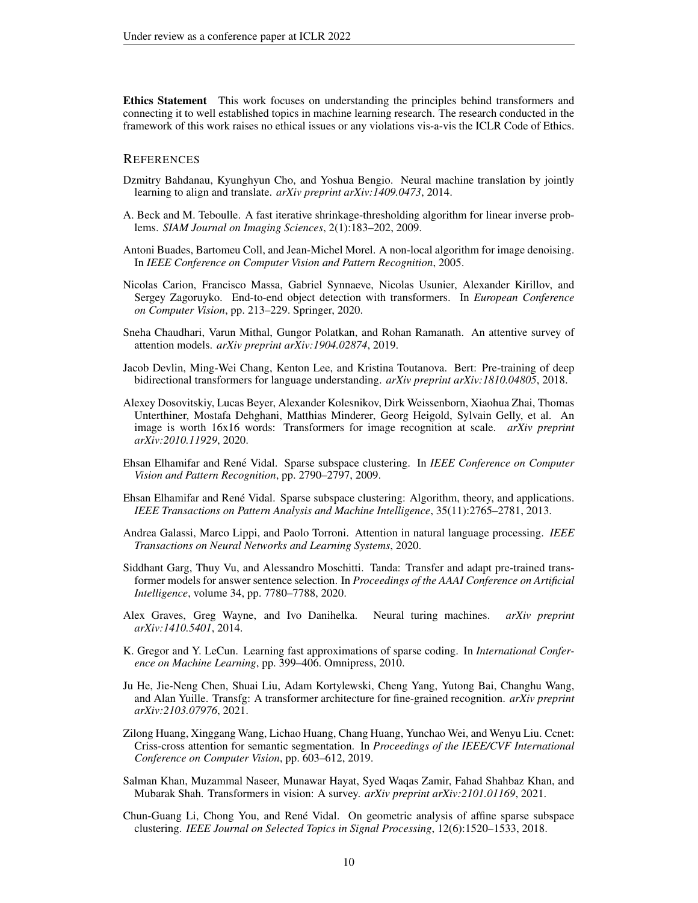**Ethics Statement** This work focuses on understanding the principles behind transformers and connecting it to well established topics in machine learning research. The research conducted in the framework of this work raises no ethical issues or any violations vis-a-vis the ICLR Code of Ethics.

## REFERENCES

Dzmitry Bahdanau, Kyunghyun Cho, and Yoshua Bengio. Neural machine translation by jointly learning to align and translate. *arXiv preprint arXiv:1409.0473*, 2014.

A. Beck and M. Teboulle. A fast iterative shrinkage-thresholding algorithm for linear inverse problems. *SIAM Journal on Imaging Sciences*, 2(1):183–202, 2009.

Antoni Buades, Bartomeu Coll, and Jean-Michel Morel. A non-local algorithm for image denoising. In *IEEE Conference on Computer Vision and Pattern Recognition*, 2005.

Nicolas Carion, Francisco Massa, Gabriel Synnaeve, Nicolas Usunier, Alexander Kirillov, and Sergey Zagoruyko. End-to-end object detection with transformers. In *European Conference on Computer Vision*, pp. 213–229. Springer, 2020.

Sneha Chaudhari, Varun Mithal, Gungor Polatkan, and Rohan Ramanath. An attentive survey of attention models. *arXiv preprint arXiv:1904.02874*, 2019.

Jacob Devlin, Ming-Wei Chang, Kenton Lee, and Kristina Toutanova. Bert: Pre-training of deep bidirectional transformers for language understanding. *arXiv preprint arXiv:1810.04805*, 2018.

Alexey Dosovitskiy, Lucas Beyer, Alexander Kolesnikov, Dirk Weissenborn, Xiaohua Zhai, Thomas Unterthiner, Mostafa Dehghani, Matthias Minderer, Georg Heigold, Sylvain Gelly, et al. An image is worth 16x16 words: Transformers for image recognition at scale. *arXiv preprint arXiv:2010.11929*, 2020.

Ehsan Elhamifar and René Vidal. Sparse subspace clustering. In *IEEE Conference on Computer Vision and Pattern Recognition*, pp. 2790–2797, 2009.

Ehsan Elhamifar and René Vidal. Sparse subspace clustering: Algorithm, theory, and applications. *IEEE Transactions on Pattern Analysis and Machine Intelligence*, 35(11):2765–2781, 2013.

Andrea Galassi, Marco Lippi, and Paolo Torroni. Attention in natural language processing. *IEEE Transactions on Neural Networks and Learning Systems*, 2020.

Siddhant Garg, Thuy Vu, and Alessandro Moschitti. Tanda: Transfer and adapt pre-trained transformer models for answer sentence selection. In *Proceedings of the AAAI Conference on Artificial Intelligence*, volume 34, pp. 7780–7788, 2020.

Alex Graves, Greg Wayne, and Ivo Danihelka. Neural turing machines. *arXiv preprint arXiv:1410.5401*, 2014.

K. Gregor and Y. LeCun. Learning fast approximations of sparse coding. In *International Conference on Machine Learning*, pp. 399–406. Omnipress, 2010.

Ju He, Jie-Neng Chen, Shuai Liu, Adam Kortylewski, Cheng Yang, Yutong Bai, Changhu Wang, and Alan Yuille. Transfg: A transformer architecture for fine-grained recognition. *arXiv preprint arXiv:2103.07976*, 2021.

Zilong Huang, Xinggang Wang, Lichao Huang, Chang Huang, Yunchao Wei, and Wenyu Liu. Ccnet: Criss-cross attention for semantic segmentation. In *Proceedings of the IEEE/CVF International Conference on Computer Vision*, pp. 603–612, 2019.

Salman Khan, Muzammal Naseer, Munawar Hayat, Syed Waqas Zamir, Fahad Shahbaz Khan, and Mubarak Shah. Transformers in vision: A survey. *arXiv preprint arXiv:2101.01169*, 2021.

Chun-Guang Li, Chong You, and René Vidal. On geometric analysis of affine sparse subspace clustering. *IEEE Journal on Selected Topics in Signal Processing*, 12(6):1520–1533, 2018.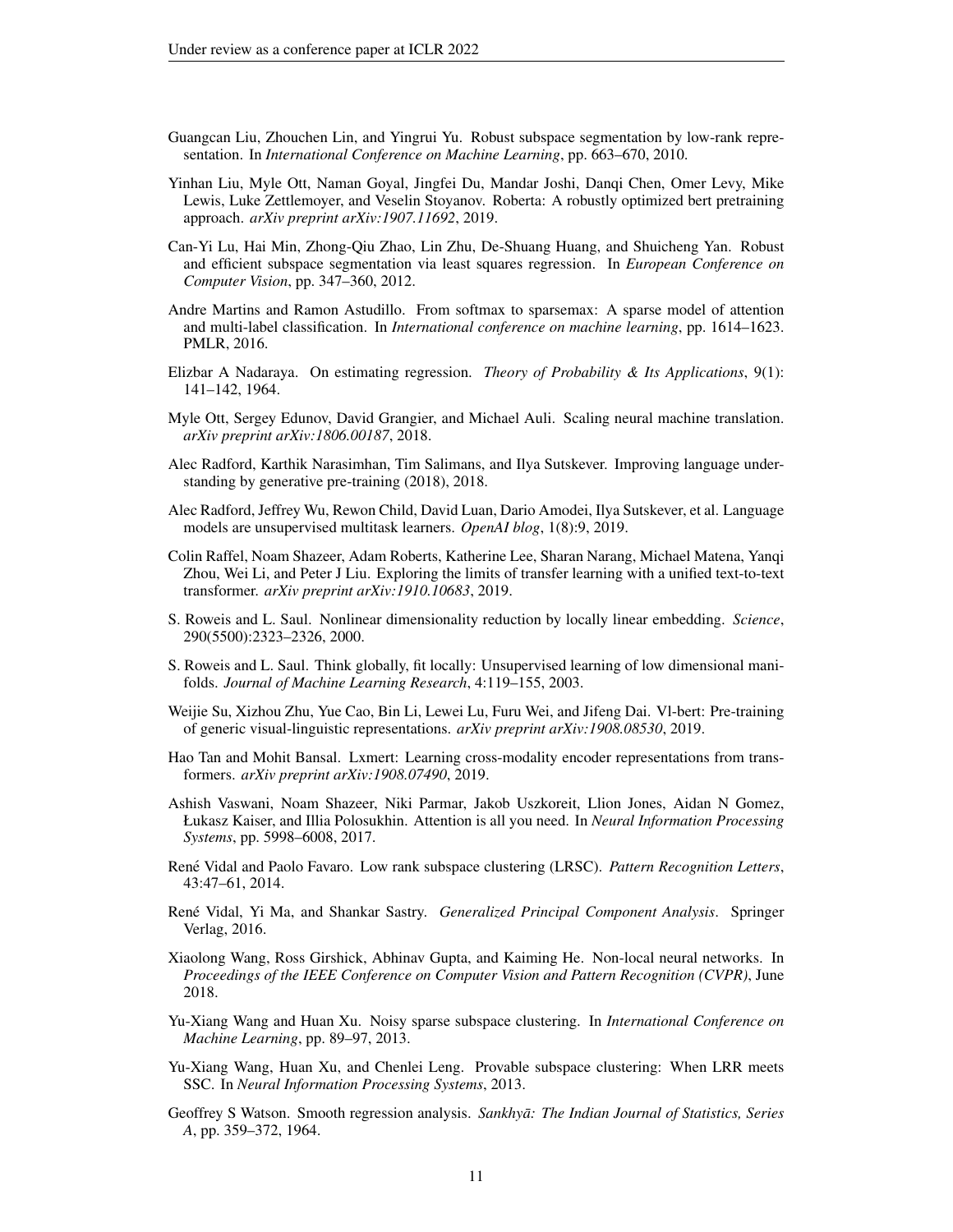Guangcan Liu, Zhouchen Lin, and Yingrui Yu. Robust subspace segmentation by low-rank representation. In *International Conference on Machine Learning*, pp. 663–670, 2010.

Yinhan Liu, Myle Ott, Naman Goyal, Jingfei Du, Mandar Joshi, Danqi Chen, Omer Levy, Mike Lewis, Luke Zettlemoyer, and Veselin Stoyanov. Roberta: A robustly optimized bert pretraining approach. *arXiv preprint arXiv:1907.11692*, 2019.

Can-Yi Lu, Hai Min, Zhong-Qiu Zhao, Lin Zhu, De-Shuang Huang, and Shuicheng Yan. Robust and efficient subspace segmentation via least squares regression. In *European Conference on Computer Vision*, pp. 347–360, 2012.

Andre Martins and Ramon Astudillo. From softmax to sparsemax: A sparse model of attention and multi-label classification. In *International conference on machine learning*, pp. 1614–1623. PMLR, 2016.

Elizbar A Nadaraya. On estimating regression. *Theory of Probability & Its Applications*, 9(1): 141–142, 1964.

Myle Ott, Sergey Edunov, David Grangier, and Michael Auli. Scaling neural machine translation. *arXiv preprint arXiv:1806.00187*, 2018.

Alec Radford, Karthik Narasimhan, Tim Salimans, and Ilya Sutskever. Improving language understanding by generative pre-training (2018), 2018.

Alec Radford, Jeffrey Wu, Rewon Child, David Luan, Dario Amodei, Ilya Sutskever, et al. Language models are unsupervised multitask learners. *OpenAI blog*, 1(8):9, 2019.

Colin Raffel, Noam Shazeer, Adam Roberts, Katherine Lee, Sharan Narang, Michael Matena, Yanqi Zhou, Wei Li, and Peter J Liu. Exploring the limits of transfer learning with a unified text-to-text transformer. *arXiv preprint arXiv:1910.10683*, 2019.

S. Roweis and L. Saul. Nonlinear dimensionality reduction by locally linear embedding. *Science*, 290(5500):2323–2326, 2000.

S. Roweis and L. Saul. Think globally, fit locally: Unsupervised learning of low dimensional manifolds. *Journal of Machine Learning Research*, 4:119–155, 2003.

Weijie Su, Xizhou Zhu, Yue Cao, Bin Li, Lewei Lu, Furu Wei, and Jifeng Dai. Vl-bert: Pre-training of generic visual-linguistic representations. *arXiv preprint arXiv:1908.08530*, 2019.

Hao Tan and Mohit Bansal. Lxmert: Learning cross-modality encoder representations from transformers. *arXiv preprint arXiv:1908.07490*, 2019.

Ashish Vaswani, Noam Shazeer, Niki Parmar, Jakob Uszkoreit, Llion Jones, Aidan N Gomez, Łukasz Kaiser, and Illia Polosukhin. Attention is all you need. In *Neural Information Processing Systems*, pp. 5998–6008, 2017.

René Vidal and Paolo Favaro. Low rank subspace clustering (LRSC). *Pattern Recognition Letters*, 43:47–61, 2014.

René Vidal, Yi Ma, and Shankar Sastry. *Generalized Principal Component Analysis*. Springer Verlag, 2016.

Xiaolong Wang, Ross Girshick, Abhinav Gupta, and Kaiming He. Non-local neural networks. In *Proceedings of the IEEE Conference on Computer Vision and Pattern Recognition (CVPR)*, June 2018.

Yu-Xiang Wang and Huan Xu. Noisy sparse subspace clustering. In *International Conference on Machine Learning*, pp. 89–97, 2013.

Yu-Xiang Wang, Huan Xu, and Chenlei Leng. Provable subspace clustering: When LRR meets SSC. In *Neural Information Processing Systems*, 2013.

Geoffrey S Watson. Smooth regression analysis. *Sankhyā: The Indian Journal of Statistics, Series A*, pp. 359–372, 1964.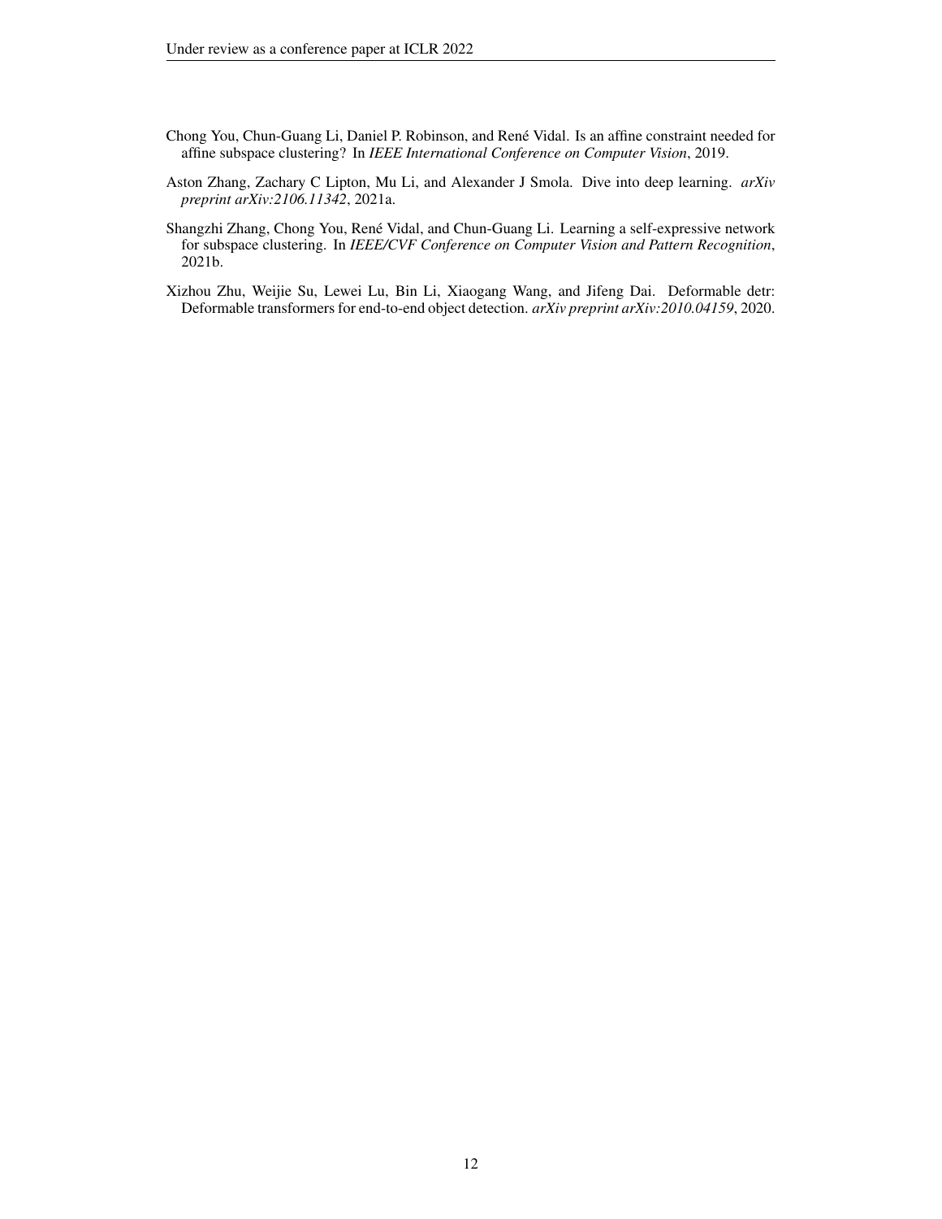Chong You, Chun-Guang Li, Daniel P. Robinson, and René Vidal. Is an affine constraint needed for affine subspace clustering? In *IEEE International Conference on Computer Vision*, 2019.

Aston Zhang, Zachary C Lipton, Mu Li, and Alexander J Smola. Dive into deep learning. *arXiv preprint arXiv:2106.11342*, 2021a.

Shangzhi Zhang, Chong You, René Vidal, and Chun-Guang Li. Learning a self-expressive network for subspace clustering. In *IEEE/CVF Conference on Computer Vision and Pattern Recognition*, 2021b.

Xizhou Zhu, Weijie Su, Lewei Lu, Bin Li, Xiaogang Wang, and Jifeng Dai. Deformable detr: Deformable transformers for end-to-end object detection. *arXiv preprint arXiv:2010.04159*, 2020.